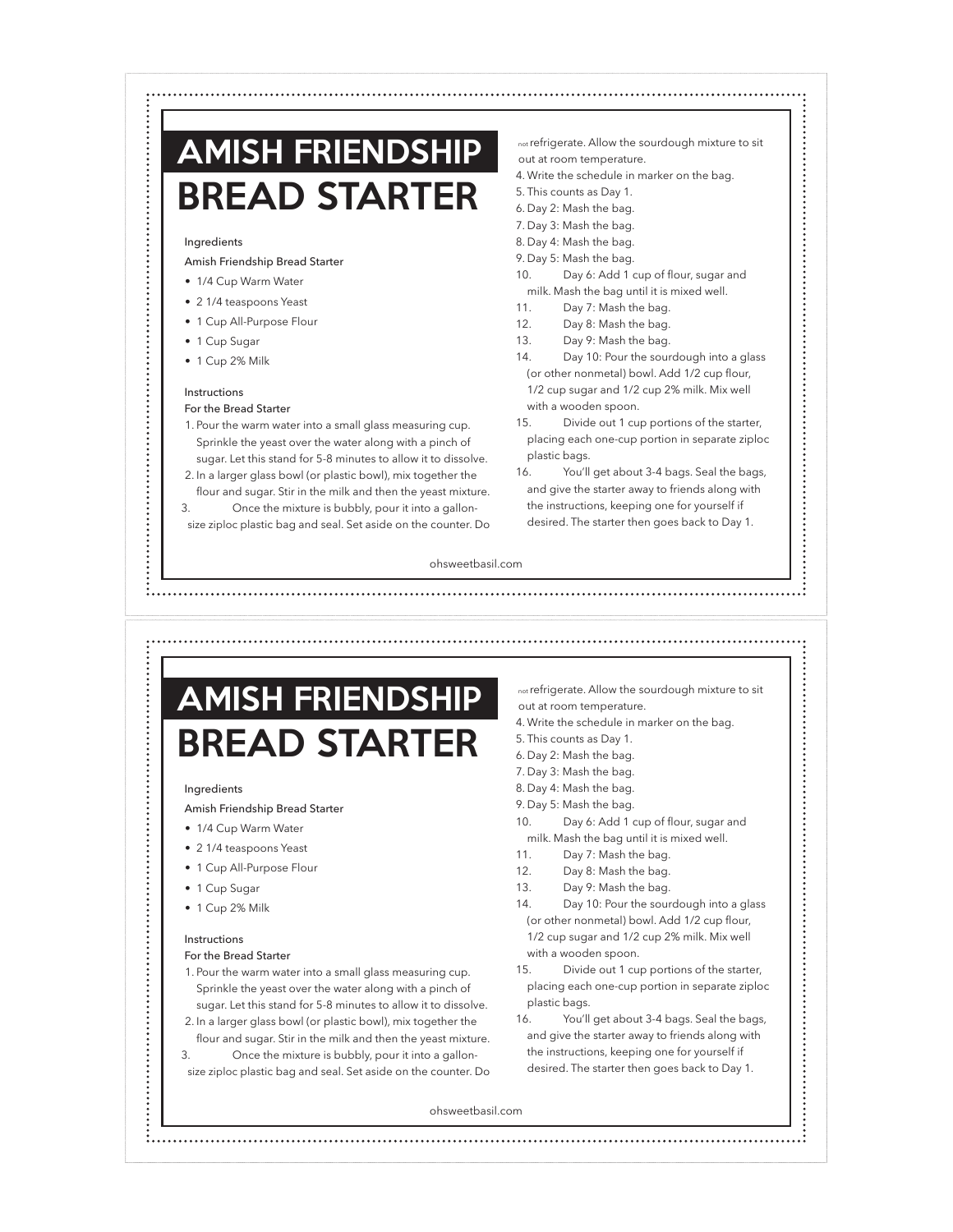# AMISH FRIENDSHIP BREAD STARTER

Ingredients

Amish Friendship Bread Starter

- 1/4 Cup Warm Water
- 2 1/4 teaspoons Yeast
- 1 Cup All-Purpose Flour
- 1 Cup Sugar
- 1 Cup 2% Milk

Instructions

For the Bread Starter

1. Pour the warm water into a small glass measuring cup. Sprinkle the yeast over the water along with a pinch of sugar. Let this stand for 5-8 minutes to allow it to dissolve.
2. In a larger glass bowl (or plastic bowl), mix together the flour and sugar. Stir in the milk and then the yeast mixture.
3. Once the mixture is bubbly, pour it into a gallon-size ziploc plastic bag and seal. Set aside on the counter. Do not refrigerate. Allow the sourdough mixture to sit out at room temperature.
4. Write the schedule in marker on the bag.
5. This counts as Day 1.
6. Day 2: Mash the bag.
7. Day 3: Mash the bag.
8. Day 4: Mash the bag.
9. Day 5: Mash the bag.
10. Day 6: Add 1 cup of flour, sugar and milk. Mash the bag until it is mixed well.
11. Day 7: Mash the bag.
12. Day 8: Mash the bag.
13. Day 9: Mash the bag.
14. Day 10: Pour the sourdough into a glass (or other nonmetal) bowl. Add 1/2 cup flour, 1/2 cup sugar and 1/2 cup 2% milk. Mix well with a wooden spoon.
15. Divide out 1 cup portions of the starter, placing each one-cup portion in separate ziploc plastic bags.
16. You'll get about 3-4 bags. Seal the bags, and give the starter away to friends along with the instructions, keeping one for yourself if desired. The starter then goes back to Day 1.

ohsweetbasil.com

# AMISH FRIENDSHIP BREAD STARTER

Ingredients

Amish Friendship Bread Starter

- 1/4 Cup Warm Water
- 2 1/4 teaspoons Yeast
- 1 Cup All-Purpose Flour
- 1 Cup Sugar
- 1 Cup 2% Milk

Instructions

For the Bread Starter

1. Pour the warm water into a small glass measuring cup. Sprinkle the yeast over the water along with a pinch of sugar. Let this stand for 5-8 minutes to allow it to dissolve.
2. In a larger glass bowl (or plastic bowl), mix together the flour and sugar. Stir in the milk and then the yeast mixture.
3. Once the mixture is bubbly, pour it into a gallon-size ziploc plastic bag and seal. Set aside on the counter. Do not refrigerate. Allow the sourdough mixture to sit out at room temperature.
4. Write the schedule in marker on the bag.
5. This counts as Day 1.
6. Day 2: Mash the bag.
7. Day 3: Mash the bag.
8. Day 4: Mash the bag.
9. Day 5: Mash the bag.
10. Day 6: Add 1 cup of flour, sugar and milk. Mash the bag until it is mixed well.
11. Day 7: Mash the bag.
12. Day 8: Mash the bag.
13. Day 9: Mash the bag.
14. Day 10: Pour the sourdough into a glass (or other nonmetal) bowl. Add 1/2 cup flour, 1/2 cup sugar and 1/2 cup 2% milk. Mix well with a wooden spoon.
15. Divide out 1 cup portions of the starter, placing each one-cup portion in separate ziploc plastic bags.
16. You'll get about 3-4 bags. Seal the bags, and give the starter away to friends along with the instructions, keeping one for yourself if desired. The starter then goes back to Day 1.

ohsweetbasil.com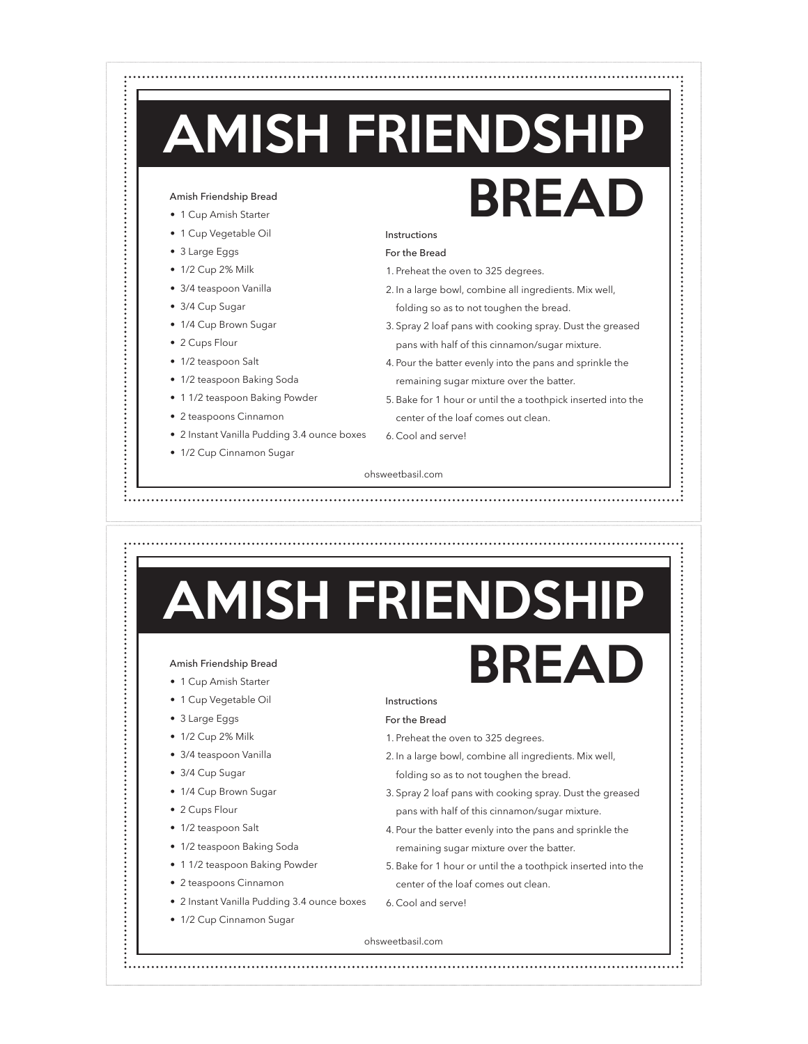# AMISH FRIENDSHIP BREAD

Amish Friendship Bread

- 1 Cup Amish Starter
- 1 Cup Vegetable Oil
- 3 Large Eggs
- 1/2 Cup 2% Milk
- 3/4 teaspoon Vanilla
- 3/4 Cup Sugar
- 1/4 Cup Brown Sugar
- 2 Cups Flour
- 1/2 teaspoon Salt
- 1/2 teaspoon Baking Soda
- 1 1/2 teaspoon Baking Powder
- 2 teaspoons Cinnamon
- 2 Instant Vanilla Pudding 3.4 ounce boxes
- 1/2 Cup Cinnamon Sugar

Instructions

For the Bread

1. Preheat the oven to 325 degrees.
2. In a large bowl, combine all ingredients. Mix well, folding so as to not toughen the bread.
3. Spray 2 loaf pans with cooking spray. Dust the greased pans with half of this cinnamon/sugar mixture.
4. Pour the batter evenly into the pans and sprinkle the remaining sugar mixture over the batter.
5. Bake for 1 hour or until the a toothpick inserted into the center of the loaf comes out clean.
6. Cool and serve!

ohsweetbasil.com

# AMISH FRIENDSHIP BREAD

Amish Friendship Bread

- 1 Cup Amish Starter
- 1 Cup Vegetable Oil
- 3 Large Eggs
- 1/2 Cup 2% Milk
- 3/4 teaspoon Vanilla
- 3/4 Cup Sugar
- 1/4 Cup Brown Sugar
- 2 Cups Flour
- 1/2 teaspoon Salt
- 1/2 teaspoon Baking Soda
- 1 1/2 teaspoon Baking Powder
- 2 teaspoons Cinnamon
- 2 Instant Vanilla Pudding 3.4 ounce boxes
- 1/2 Cup Cinnamon Sugar

Instructions

For the Bread

1. Preheat the oven to 325 degrees.
2. In a large bowl, combine all ingredients. Mix well, folding so as to not toughen the bread.
3. Spray 2 loaf pans with cooking spray. Dust the greased pans with half of this cinnamon/sugar mixture.
4. Pour the batter evenly into the pans and sprinkle the remaining sugar mixture over the batter.
5. Bake for 1 hour or until the a toothpick inserted into the center of the loaf comes out clean.
6. Cool and serve!

ohsweetbasil.com